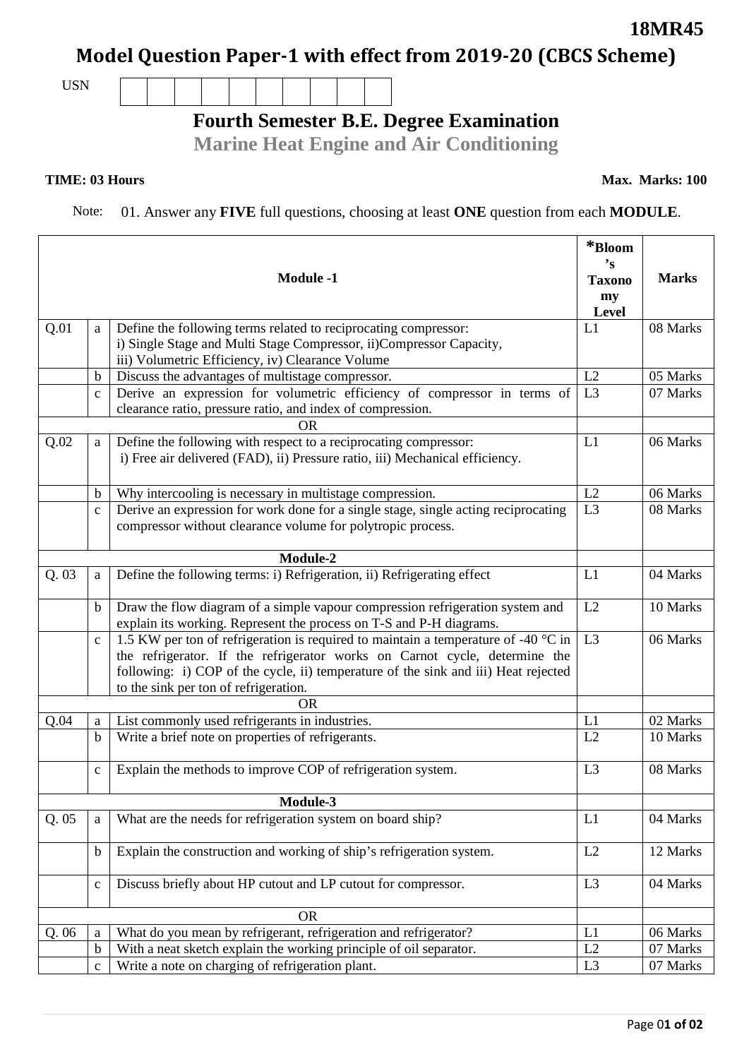**18MR45**

# Model Question Paper-1 with effect from 2019-20 (CBCS Scheme)

USN

## Fourth Semester B.E. Degree Examination

**Marine Heat Engine and Air Conditioning**

**TIME: 03 Hours** **Max. Marks: 100**

Note: 01. Answer any **FIVE** full questions, choosing at least **ONE** question from each **MODULE**.

| | | **Module -1** | ***Bloom's Taxonomy Level** | **Marks** |
|---|---|---|---|---|
| Q.01 | a | Define the following terms related to reciprocating compressor: i) Single Stage and Multi Stage Compressor, ii)Compressor Capacity, iii) Volumetric Efficiency, iv) Clearance Volume | L1 | 08 Marks |
| | b | Discuss the advantages of multistage compressor. | L2 | 05 Marks |
| | c | Derive an expression for volumetric efficiency of compressor in terms of clearance ratio, pressure ratio, and index of compression. | L3 | 07 Marks |
| | | OR | | |
| Q.02 | a | Define the following with respect to a reciprocating compressor: i) Free air delivered (FAD), ii) Pressure ratio, iii) Mechanical efficiency. | L1 | 06 Marks |
| | b | Why intercooling is necessary in multistage compression. | L2 | 06 Marks |
| | c | Derive an expression for work done for a single stage, single acting reciprocating compressor without clearance volume for polytropic process. | L3 | 08 Marks |
| | | **Module-2** | | |
| Q. 03 | a | Define the following terms: i) Refrigeration, ii) Refrigerating effect | L1 | 04 Marks |
| | b | Draw the flow diagram of a simple vapour compression refrigeration system and explain its working. Represent the process on T-S and P-H diagrams. | L2 | 10 Marks |
| | c | 1.5 KW per ton of refrigeration is required to maintain a temperature of -40 °C in the refrigerator. If the refrigerator works on Carnot cycle, determine the following: i) COP of the cycle, ii) temperature of the sink and iii) Heat rejected to the sink per ton of refrigeration. | L3 | 06 Marks |
| | | OR | | |
| Q.04 | a | List commonly used refrigerants in industries. | L1 | 02 Marks |
| | b | Write a brief note on properties of refrigerants. | L2 | 10 Marks |
| | c | Explain the methods to improve COP of refrigeration system. | L3 | 08 Marks |
| | | **Module-3** | | |
| Q. 05 | a | What are the needs for refrigeration system on board ship? | L1 | 04 Marks |
| | b | Explain the construction and working of ship's refrigeration system. | L2 | 12 Marks |
| | c | Discuss briefly about HP cutout and LP cutout for compressor. | L3 | 04 Marks |
| | | OR | | |
| Q. 06 | a | What do you mean by refrigerant, refrigeration and refrigerator? | L1 | 06 Marks |
| | b | With a neat sketch explain the working principle of oil separator. | L2 | 07 Marks |
| | c | Write a note on charging of refrigeration plant. | L3 | 07 Marks |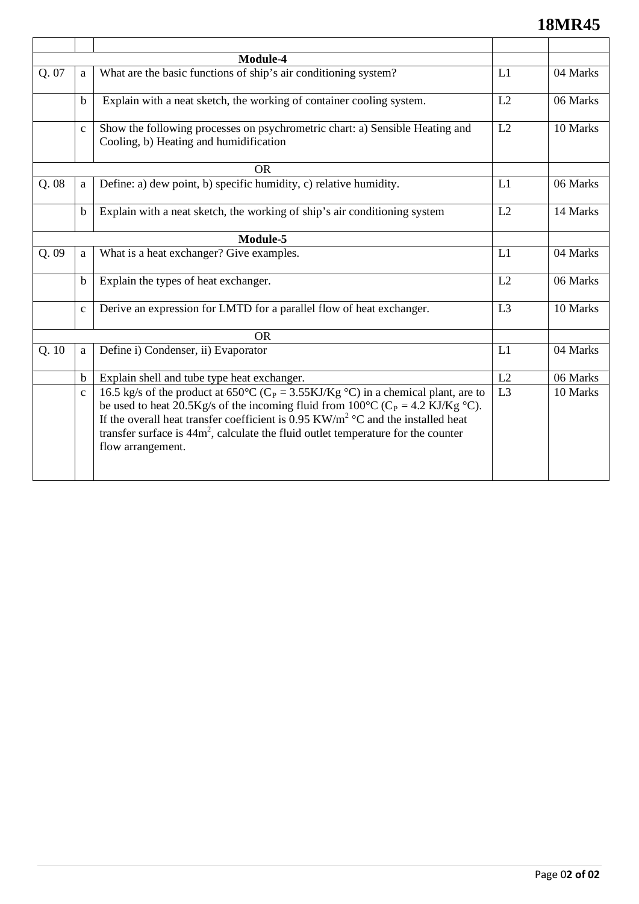| | | | | |
|---|---|---|---|---|
| | | | | |
| **Module-4** | | | | |
| Q. 07 | a | What are the basic functions of ship's air conditioning system? | L1 | 04 Marks |
| | b | Explain with a neat sketch, the working of container cooling system. | L2 | 06 Marks |
| | c | Show the following processes on psychrometric chart: a) Sensible Heating and Cooling, b) Heating and humidification | L2 | 10 Marks |
| OR | | | | |
| Q. 08 | a | Define: a) dew point, b) specific humidity, c) relative humidity. | L1 | 06 Marks |
| | b | Explain with a neat sketch, the working of ship's air conditioning system | L2 | 14 Marks |
| **Module-5** | | | | |
| Q. 09 | a | What is a heat exchanger? Give examples. | L1 | 04 Marks |
| | b | Explain the types of heat exchanger. | L2 | 06 Marks |
| | c | Derive an expression for LMTD for a parallel flow of heat exchanger. | L3 | 10 Marks |
| OR | | | | |
| Q. 10 | a | Define i) Condenser, ii) Evaporator | L1 | 04 Marks |
| | b | Explain shell and tube type heat exchanger. | L2 | 06 Marks |
| | c | 16.5 kg/s of the product at 650°C ($C_P$ = 3.55KJ/Kg °C) in a chemical plant, are to be used to heat 20.5Kg/s of the incoming fluid from 100°C ($C_P$ = 4.2 KJ/Kg °C). If the overall heat transfer coefficient is 0.95 KW/$m^2$ °C and the installed heat transfer surface is 44$m^2$, calculate the fluid outlet temperature for the counter flow arrangement. | L3 | 10 Marks |